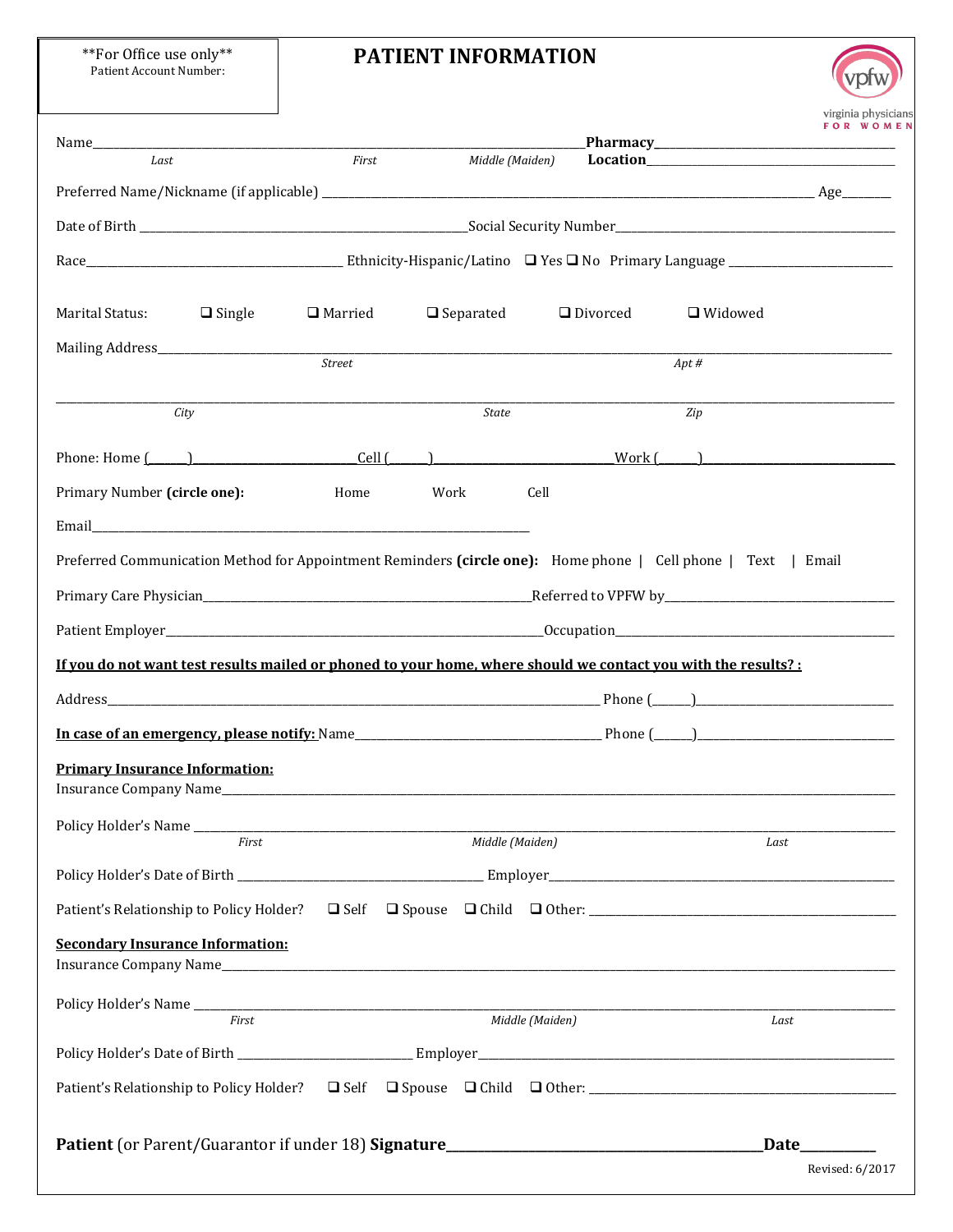**For Office use only**
Patient Account Number:

# PATIENT INFORMATION

virginia physicians FOR WOMEN

Name________________________________________________ **Pharmacy**____________________
*Last* *First* *Middle (Maiden)* **Location**____________________

Preferred Name/Nickname (if applicable) ____________________________________________ Age_______

Date of Birth ______________________________ Social Security Number______________________________

Race_________________________ Ethnicity-Hispanic/Latino ❑ Yes ❑ No Primary Language ______________

Marital Status: ❑ Single ❑ Married ❑ Separated ❑ Divorced ❑ Widowed

Mailing Address____________________________________________________________________
*Street* *Apt #*

____________________________________________________________________
*City* *State* *Zip*

Phone: Home (______)____________________ Cell (______)____________________ Work (______)____________________

Primary Number **(circle one):** Home Work Cell

Email____________________________________________

Preferred Communication Method for Appointment Reminders **(circle one):** Home phone | Cell phone | Text | Email

Primary Care Physician______________________________ Referred to VPFW by______________________________

Patient Employer______________________________ Occupation______________________________

**If you do not want test results mailed or phoned to your home, where should we contact you with the results? :**

Address____________________________________________ Phone (______)____________________

**In case of an emergency, please notify:** Name______________________________ Phone (______)____________________

**Primary Insurance Information:**
Insurance Company Name____________________________________________________________________

Policy Holder's Name ____________________________________________________________________
*First* *Middle (Maiden)* *Last*

Policy Holder's Date of Birth ______________________________ Employer______________________________

Patient's Relationship to Policy Holder? ❑ Self ❑ Spouse ❑ Child ❑ Other: ______________________________

**Secondary Insurance Information:**
Insurance Company Name____________________________________________________________________

Policy Holder's Name ____________________________________________________________________
*First* *Middle (Maiden)* *Last*

Policy Holder's Date of Birth ______________________________ Employer______________________________

Patient's Relationship to Policy Holder? ❑ Self ❑ Spouse ❑ Child ❑ Other: ______________________________

**Patient** (or Parent/Guarantor if under 18) **Signature**______________________________ **Date**__________

Revised: 6/2017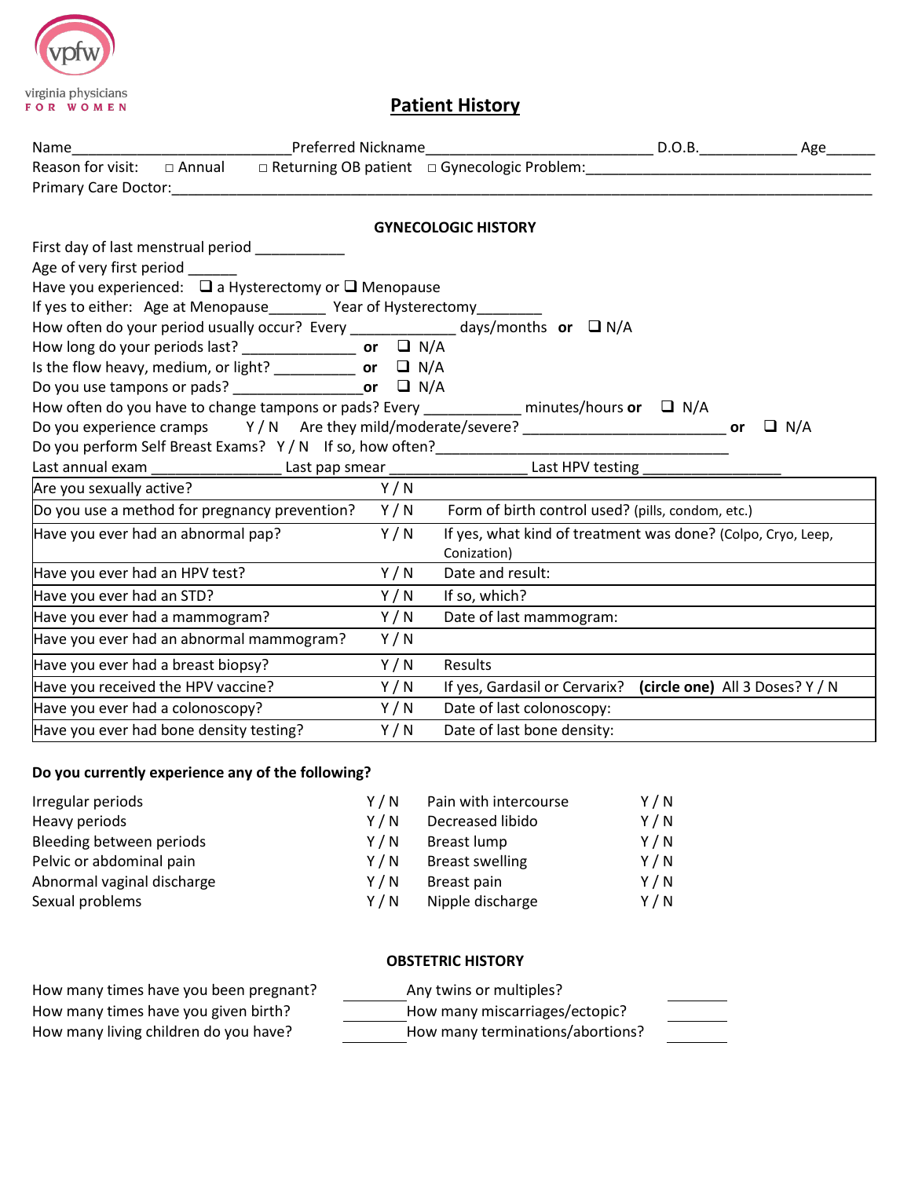virginia physicians FOR WOMEN

# Patient History

Name_________________________ Preferred Nickname__________________________ D.O.B.___________ Age______

Reason for visit: ☐ Annual ☐ Returning OB patient ☐ Gynecologic Problem:__________________________________

Primary Care Doctor:_______________________________________________________________________________

## GYNECOLOGIC HISTORY

First day of last menstrual period ___________

Age of very first period ______

Have you experienced: ☐ a Hysterectomy or ☐ Menopause

If yes to either: Age at Menopause_______ Year of Hysterectomy________

How often do your period usually occur? Every _____________ days/months **or** ☐ N/A

How long do your periods last? ______________ **or** ☐ N/A

Is the flow heavy, medium, or light? __________ **or** ☐ N/A

Do you use tampons or pads? ________________ **or** ☐ N/A

How often do you have to change tampons or pads? Every ___________ minutes/hours **or** ☐ N/A

Do you experience cramps Y / N Are they mild/moderate/severe? _________________________ **or** ☐ N/A

Do you perform Self Breast Exams? Y / N If so, how often?_____________________________________

Last annual exam ________________ Last pap smear ________________ Last HPV testing _________________

| | | |
|---|---|---|
| Are you sexually active? | Y / N | |
| Do you use a method for pregnancy prevention? | Y / N | Form of birth control used? (pills, condom, etc.) |
| Have you ever had an abnormal pap? | Y / N | If yes, what kind of treatment was done? (Colpo, Cryo, Leep, Conization) |
| Have you ever had an HPV test? | Y / N | Date and result: |
| Have you ever had an STD? | Y / N | If so, which? |
| Have you ever had a mammogram? | Y / N | Date of last mammogram: |
| Have you ever had an abnormal mammogram? | Y / N | |
| Have you ever had a breast biopsy? | Y / N | Results |
| Have you received the HPV vaccine? | Y / N | If yes, Gardasil or Cervarix? **(circle one)** All 3 Doses? Y / N |
| Have you ever had a colonoscopy? | Y / N | Date of last colonoscopy: |
| Have you ever had bone density testing? | Y / N | Date of last bone density: |

**Do you currently experience any of the following?**

| | | | |
|---|---|---|---|
| Irregular periods | Y / N | Pain with intercourse | Y / N |
| Heavy periods | Y / N | Decreased libido | Y / N |
| Bleeding between periods | Y / N | Breast lump | Y / N |
| Pelvic or abdominal pain | Y / N | Breast swelling | Y / N |
| Abnormal vaginal discharge | Y / N | Breast pain | Y / N |
| Sexual problems | Y / N | Nipple discharge | Y / N |

## OBSTETRIC HISTORY

| | | | |
|---|---|---|---|
| How many times have you been pregnant? | ________ | Any twins or multiples? | ________ |
| How many times have you given birth? | ________ | How many miscarriages/ectopic? | ________ |
| How many living children do you have? | ________ | How many terminations/abortions? | ________ |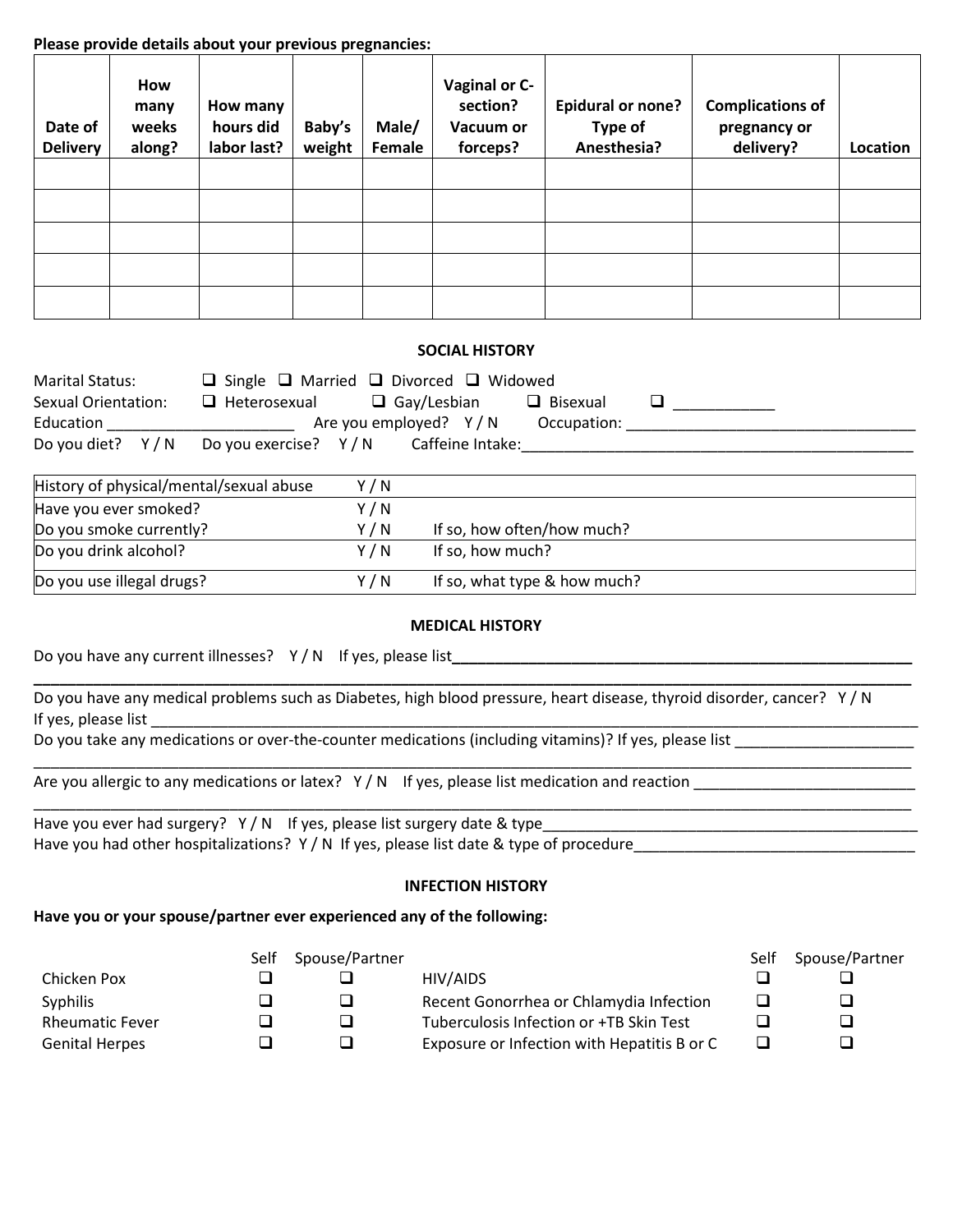**Please provide details about your previous pregnancies:**

| Date of Delivery | How many weeks along? | How many hours did labor last? | Baby's weight | Male/ Female | Vaginal or C-section? Vacuum or forceps? | Epidural or none? Type of Anesthesia? | Complications of pregnancy or delivery? | Location |
|---|---|---|---|---|---|---|---|---|
| | | | | | | | | |
| | | | | | | | | |
| | | | | | | | | |
| | | | | | | | | |
| | | | | | | | | |

## SOCIAL HISTORY

Marital Status: ☐ Single ☐ Married ☐ Divorced ☐ Widowed

Sexual Orientation: ☐ Heterosexual ☐ Gay/Lesbian ☐ Bisexual ☐ ____________

Education ______________________ Are you employed? Y / N Occupation: __________________________________

Do you diet? Y / N Do you exercise? Y / N Caffeine Intake:_______________________________________________

| | | |
|---|---|---|
| History of physical/mental/sexual abuse | Y / N | |
| Have you ever smoked? | Y / N | |
| Do you smoke currently? | Y / N | If so, how often/how much? |
| Do you drink alcohol? | Y / N | If so, how much? |
| Do you use illegal drugs? | Y / N | If so, what type & how much? |

## MEDICAL HISTORY

Do you have any current illnesses? Y / N If yes, please list________________________________________________________

_________________________________________________________________________________________________________

Do you have any medical problems such as Diabetes, high blood pressure, heart disease, thyroid disorder, cancer? Y / N
If yes, please list _________________________________________________________________________________________

Do you take any medications or over-the-counter medications (including vitamins)? If yes, please list _____________________

_________________________________________________________________________________________________________

Are you allergic to any medications or latex? Y / N If yes, please list medication and reaction __________________________

_________________________________________________________________________________________________________

Have you ever had surgery? Y / N If yes, please list surgery date & type____________________________________________

Have you had other hospitalizations? Y / N If yes, please list date & type of procedure_________________________________

## INFECTION HISTORY

**Have you or your spouse/partner ever experienced any of the following:**

| | Self | Spouse/Partner | | Self | Spouse/Partner |
|---|---|---|---|---|---|
| Chicken Pox | ☐ | ☐ | HIV/AIDS | ☐ | ☐ |
| Syphilis | ☐ | ☐ | Recent Gonorrhea or Chlamydia Infection | ☐ | ☐ |
| Rheumatic Fever | ☐ | ☐ | Tuberculosis Infection or +TB Skin Test | ☐ | ☐ |
| Genital Herpes | ☐ | ☐ | Exposure or Infection with Hepatitis B or C | ☐ | ☐ |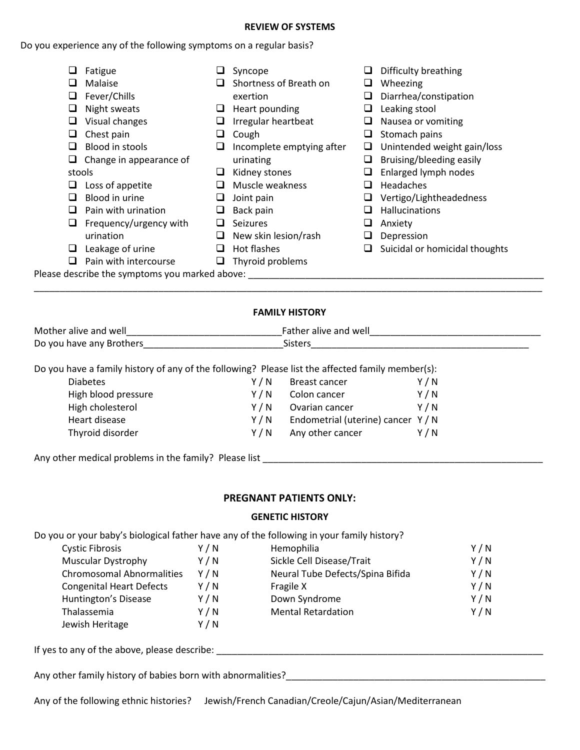## REVIEW OF SYSTEMS

Do you experience any of the following symptoms on a regular basis?

- ❑ Fatigue
- ❑ Malaise
- ❑ Fever/Chills
- ❑ Night sweats
- ❑ Visual changes
- ❑ Chest pain
- ❑ Blood in stools
- ❑ Change in appearance of stools
- ❑ Loss of appetite
- ❑ Blood in urine
- ❑ Pain with urination
- ❑ Frequency/urgency with urination
- ❑ Leakage of urine
- ❑ Pain with intercourse
- ❑ Syncope
- ❑ Shortness of Breath on exertion
- ❑ Heart pounding
- ❑ Irregular heartbeat
- ❑ Cough
- ❑ Incomplete emptying after urinating
- ❑ Kidney stones
- ❑ Muscle weakness
- ❑ Joint pain
- ❑ Back pain
- ❑ Seizures
- ❑ New skin lesion/rash
- ❑ Hot flashes
- ❑ Thyroid problems
- ❑ Difficulty breathing
- ❑ Wheezing
- ❑ Diarrhea/constipation
- ❑ Leaking stool
- ❑ Nausea or vomiting
- ❑ Stomach pains
- ❑ Unintended weight gain/loss
- ❑ Bruising/bleeding easily
- ❑ Enlarged lymph nodes
- ❑ Headaches
- ❑ Vertigo/Lightheadedness
- ❑ Hallucinations
- ❑ Anxiety
- ❑ Depression
- ❑ Suicidal or homicidal thoughts

Please describe the symptoms you marked above: ____________________________________________________________
______________________________________________________________________________________________

## FAMILY HISTORY

Mother alive and well______________________________Father alive and well_________________________________
Do you have any Brothers___________________________Sisters___________________________________________

Do you have a family history of any of the following? Please list the affected family member(s):

| | | | |
|---|---|---|---|
| Diabetes | Y / N | Breast cancer | Y / N |
| High blood pressure | Y / N | Colon cancer | Y / N |
| High cholesterol | Y / N | Ovarian cancer | Y / N |
| Heart disease | Y / N | Endometrial (uterine) cancer | Y / N |
| Thyroid disorder | Y / N | Any other cancer | Y / N |

Any other medical problems in the family? Please list ________________________________________________________

## PREGNANT PATIENTS ONLY:

### GENETIC HISTORY

Do you or your baby's biological father have any of the following in your family history?

| | | | |
|---|---|---|---|
| Cystic Fibrosis | Y / N | Hemophilia | Y / N |
| Muscular Dystrophy | Y / N | Sickle Cell Disease/Trait | Y / N |
| Chromosomal Abnormalities | Y / N | Neural Tube Defects/Spina Bifida | Y / N |
| Congenital Heart Defects | Y / N | Fragile X | Y / N |
| Huntington's Disease | Y / N | Down Syndrome | Y / N |
| Thalassemia | Y / N | Mental Retardation | Y / N |
| Jewish Heritage | Y / N | | |

If yes to any of the above, please describe: _________________________________________________________________

Any other family history of babies born with abnormalities?_____________________________________________________

Any of the following ethnic histories? Jewish/French Canadian/Creole/Cajun/Asian/Mediterranean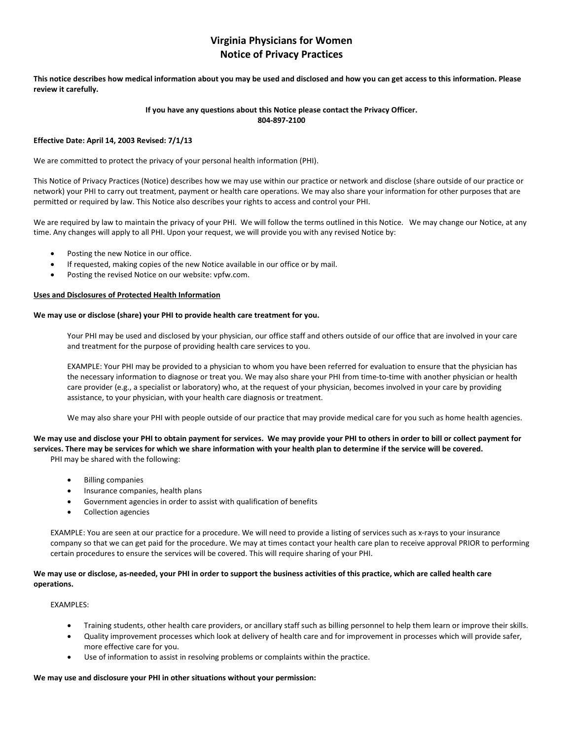# Virginia Physicians for Women
# Notice of Privacy Practices

**This notice describes how medical information about you may be used and disclosed and how you can get access to this information. Please review it carefully.**

**If you have any questions about this Notice please contact the Privacy Officer.**
**804-897-2100**

**Effective Date: April 14, 2003 Revised: 7/1/13**

We are committed to protect the privacy of your personal health information (PHI).

This Notice of Privacy Practices (Notice) describes how we may use within our practice or network and disclose (share outside of our practice or network) your PHI to carry out treatment, payment or health care operations. We may also share your information for other purposes that are permitted or required by law. This Notice also describes your rights to access and control your PHI.

We are required by law to maintain the privacy of your PHI. We will follow the terms outlined in this Notice. We may change our Notice, at any time. Any changes will apply to all PHI. Upon your request, we will provide you with any revised Notice by:

- Posting the new Notice in our office.
- If requested, making copies of the new Notice available in our office or by mail.
- Posting the revised Notice on our website: vpfw.com.

**Uses and Disclosures of Protected Health Information**

**We may use or disclose (share) your PHI to provide health care treatment for you.**

Your PHI may be used and disclosed by your physician, our office staff and others outside of our office that are involved in your care and treatment for the purpose of providing health care services to you.

EXAMPLE: Your PHI may be provided to a physician to whom you have been referred for evaluation to ensure that the physician has the necessary information to diagnose or treat you. We may also share your PHI from time-to-time with another physician or health care provider (e.g., a specialist or laboratory) who, at the request of your physician, becomes involved in your care by providing assistance, to your physician, with your health care diagnosis or treatment.

We may also share your PHI with people outside of our practice that may provide medical care for you such as home health agencies.

**We may use and disclose your PHI to obtain payment for services. We may provide your PHI to others in order to bill or collect payment for services. There may be services for which we share information with your health plan to determine if the service will be covered.**

PHI may be shared with the following:

- Billing companies
- Insurance companies, health plans
- Government agencies in order to assist with qualification of benefits
- Collection agencies

EXAMPLE: You are seen at our practice for a procedure. We will need to provide a listing of services such as x-rays to your insurance company so that we can get paid for the procedure. We may at times contact your health care plan to receive approval PRIOR to performing certain procedures to ensure the services will be covered. This will require sharing of your PHI.

**We may use or disclose, as-needed, your PHI in order to support the business activities of this practice, which are called health care operations.**

EXAMPLES:

- Training students, other health care providers, or ancillary staff such as billing personnel to help them learn or improve their skills.
- Quality improvement processes which look at delivery of health care and for improvement in processes which will provide safer, more effective care for you.
- Use of information to assist in resolving problems or complaints within the practice.

**We may use and disclosure your PHI in other situations without your permission:**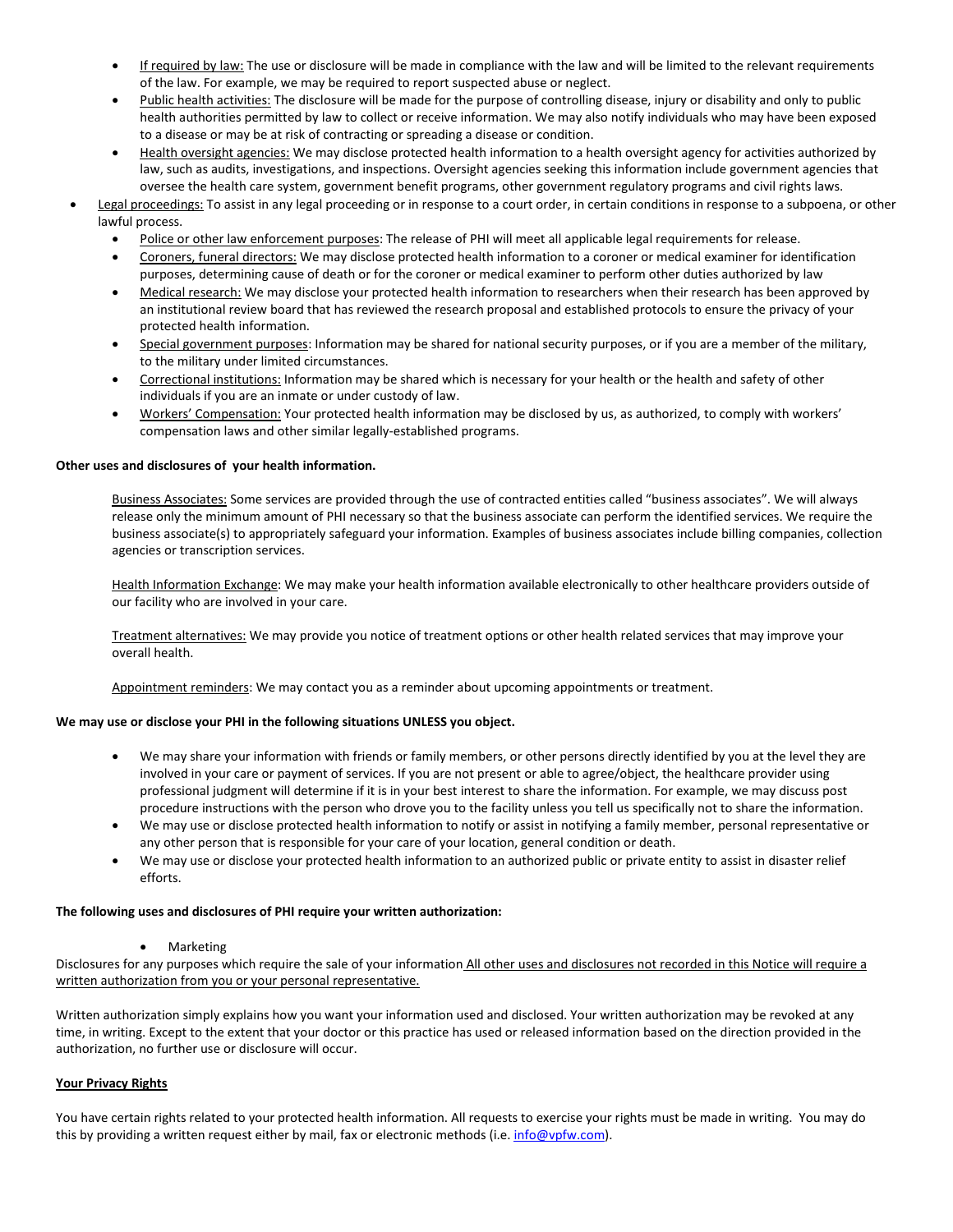- If required by law: The use or disclosure will be made in compliance with the law and will be limited to the relevant requirements of the law. For example, we may be required to report suspected abuse or neglect.
- Public health activities: The disclosure will be made for the purpose of controlling disease, injury or disability and only to public health authorities permitted by law to collect or receive information. We may also notify individuals who may have been exposed to a disease or may be at risk of contracting or spreading a disease or condition.
- Health oversight agencies: We may disclose protected health information to a health oversight agency for activities authorized by law, such as audits, investigations, and inspections. Oversight agencies seeking this information include government agencies that oversee the health care system, government benefit programs, other government regulatory programs and civil rights laws.
- Legal proceedings: To assist in any legal proceeding or in response to a court order, in certain conditions in response to a subpoena, or other lawful process.
- Police or other law enforcement purposes: The release of PHI will meet all applicable legal requirements for release.
- Coroners, funeral directors: We may disclose protected health information to a coroner or medical examiner for identification purposes, determining cause of death or for the coroner or medical examiner to perform other duties authorized by law
- Medical research: We may disclose your protected health information to researchers when their research has been approved by an institutional review board that has reviewed the research proposal and established protocols to ensure the privacy of your protected health information.
- Special government purposes: Information may be shared for national security purposes, or if you are a member of the military, to the military under limited circumstances.
- Correctional institutions: Information may be shared which is necessary for your health or the health and safety of other individuals if you are an inmate or under custody of law.
- Workers' Compensation: Your protected health information may be disclosed by us, as authorized, to comply with workers' compensation laws and other similar legally-established programs.

**Other uses and disclosures of your health information.**

Business Associates: Some services are provided through the use of contracted entities called "business associates". We will always release only the minimum amount of PHI necessary so that the business associate can perform the identified services. We require the business associate(s) to appropriately safeguard your information. Examples of business associates include billing companies, collection agencies or transcription services.

Health Information Exchange: We may make your health information available electronically to other healthcare providers outside of our facility who are involved in your care.

Treatment alternatives: We may provide you notice of treatment options or other health related services that may improve your overall health.

Appointment reminders: We may contact you as a reminder about upcoming appointments or treatment.

**We may use or disclose your PHI in the following situations UNLESS you object.**

- We may share your information with friends or family members, or other persons directly identified by you at the level they are involved in your care or payment of services. If you are not present or able to agree/object, the healthcare provider using professional judgment will determine if it is in your best interest to share the information. For example, we may discuss post procedure instructions with the person who drove you to the facility unless you tell us specifically not to share the information.
- We may use or disclose protected health information to notify or assist in notifying a family member, personal representative or any other person that is responsible for your care of your location, general condition or death.
- We may use or disclose your protected health information to an authorized public or private entity to assist in disaster relief efforts.

**The following uses and disclosures of PHI require your written authorization:**

- Marketing

Disclosures for any purposes which require the sale of your information All other uses and disclosures not recorded in this Notice will require a written authorization from you or your personal representative.

Written authorization simply explains how you want your information used and disclosed. Your written authorization may be revoked at any time, in writing. Except to the extent that your doctor or this practice has used or released information based on the direction provided in the authorization, no further use or disclosure will occur.

**Your Privacy Rights**

You have certain rights related to your protected health information. All requests to exercise your rights must be made in writing. You may do this by providing a written request either by mail, fax or electronic methods (i.e. info@vpfw.com).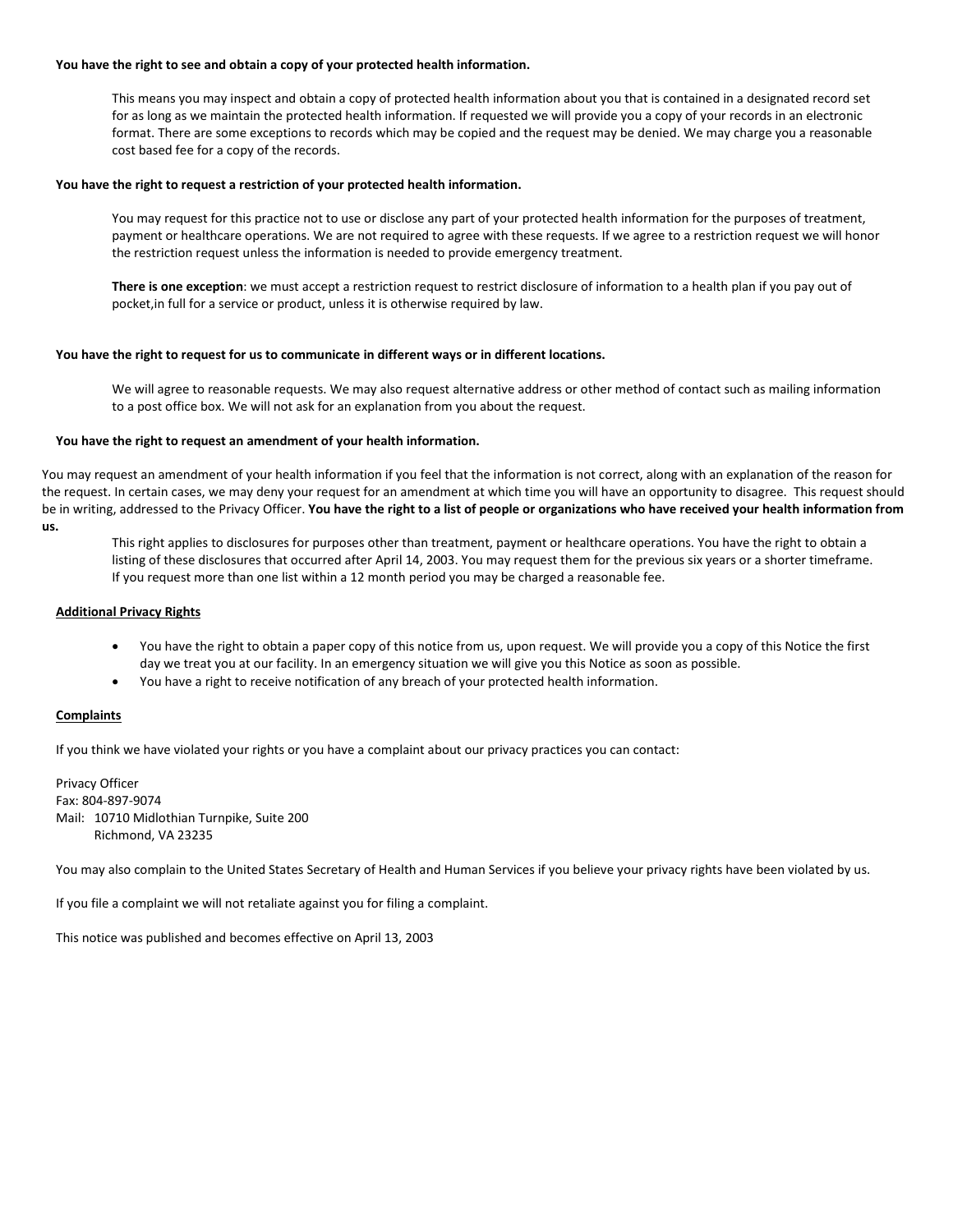**You have the right to see and obtain a copy of your protected health information.**

This means you may inspect and obtain a copy of protected health information about you that is contained in a designated record set for as long as we maintain the protected health information. If requested we will provide you a copy of your records in an electronic format. There are some exceptions to records which may be copied and the request may be denied. We may charge you a reasonable cost based fee for a copy of the records.

**You have the right to request a restriction of your protected health information.**

You may request for this practice not to use or disclose any part of your protected health information for the purposes of treatment, payment or healthcare operations. We are not required to agree with these requests. If we agree to a restriction request we will honor the restriction request unless the information is needed to provide emergency treatment.

**There is one exception**: we must accept a restriction request to restrict disclosure of information to a health plan if you pay out of pocket,in full for a service or product, unless it is otherwise required by law.

**You have the right to request for us to communicate in different ways or in different locations.**

We will agree to reasonable requests. We may also request alternative address or other method of contact such as mailing information to a post office box. We will not ask for an explanation from you about the request.

**You have the right to request an amendment of your health information.**

You may request an amendment of your health information if you feel that the information is not correct, along with an explanation of the reason for the request. In certain cases, we may deny your request for an amendment at which time you will have an opportunity to disagree. This request should be in writing, addressed to the Privacy Officer. **You have the right to a list of people or organizations who have received your health information from us.**

This right applies to disclosures for purposes other than treatment, payment or healthcare operations. You have the right to obtain a listing of these disclosures that occurred after April 14, 2003. You may request them for the previous six years or a shorter timeframe. If you request more than one list within a 12 month period you may be charged a reasonable fee.

**Additional Privacy Rights**

- You have the right to obtain a paper copy of this notice from us, upon request. We will provide you a copy of this Notice the first day we treat you at our facility. In an emergency situation we will give you this Notice as soon as possible.
- You have a right to receive notification of any breach of your protected health information.

**Complaints**

If you think we have violated your rights or you have a complaint about our privacy practices you can contact:

Privacy Officer
Fax: 804-897-9074
Mail: 10710 Midlothian Turnpike, Suite 200
Richmond, VA 23235

You may also complain to the United States Secretary of Health and Human Services if you believe your privacy rights have been violated by us.

If you file a complaint we will not retaliate against you for filing a complaint.

This notice was published and becomes effective on April 13, 2003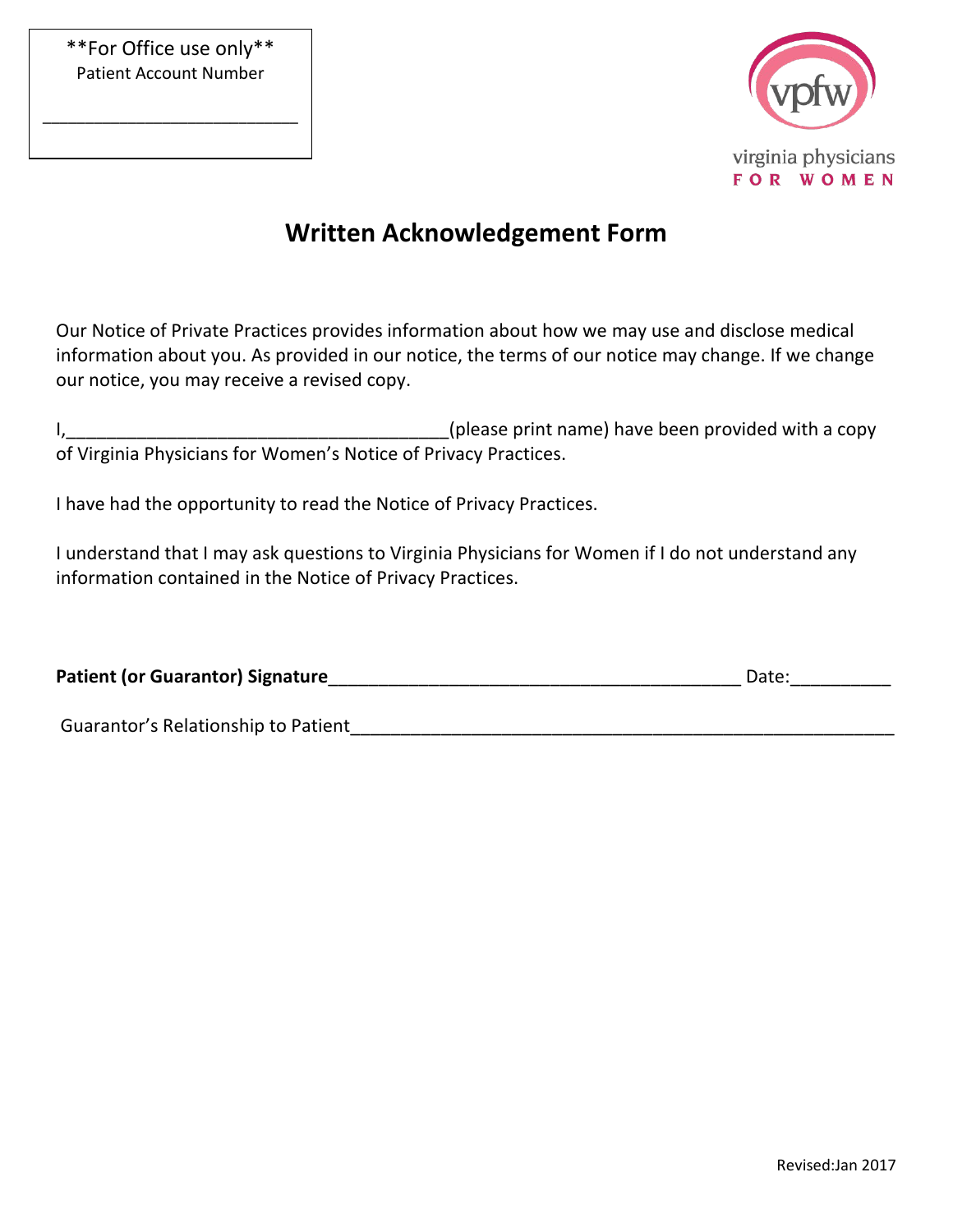**For Office use only**
Patient Account Number

\_\_\_\_\_\_\_\_\_\_\_\_\_\_\_\_\_\_\_\_\_\_\_\_\_\_

virginia physicians
FOR WOMEN

# Written Acknowledgement Form

Our Notice of Private Practices provides information about how we may use and disclose medical information about you. As provided in our notice, the terms of our notice may change. If we change our notice, you may receive a revised copy.

I,\_\_\_\_\_\_\_\_\_\_\_\_\_\_\_\_\_\_\_\_\_\_\_\_\_\_\_\_\_\_\_\_\_\_\_\_\_\_(please print name) have been provided with a copy of Virginia Physicians for Women's Notice of Privacy Practices.

I have had the opportunity to read the Notice of Privacy Practices.

I understand that I may ask questions to Virginia Physicians for Women if I do not understand any information contained in the Notice of Privacy Practices.

**Patient (or Guarantor) Signature**\_\_\_\_\_\_\_\_\_\_\_\_\_\_\_\_\_\_\_\_\_\_\_\_\_\_\_\_\_\_\_\_\_\_\_\_\_\_\_\_\_ Date:\_\_\_\_\_\_\_\_\_\_

Guarantor's Relationship to Patient\_\_\_\_\_\_\_\_\_\_\_\_\_\_\_\_\_\_\_\_\_\_\_\_\_\_\_\_\_\_\_\_\_\_\_\_\_\_\_\_\_\_\_\_\_\_\_\_\_\_\_\_\_\_\_

Revised:Jan 2017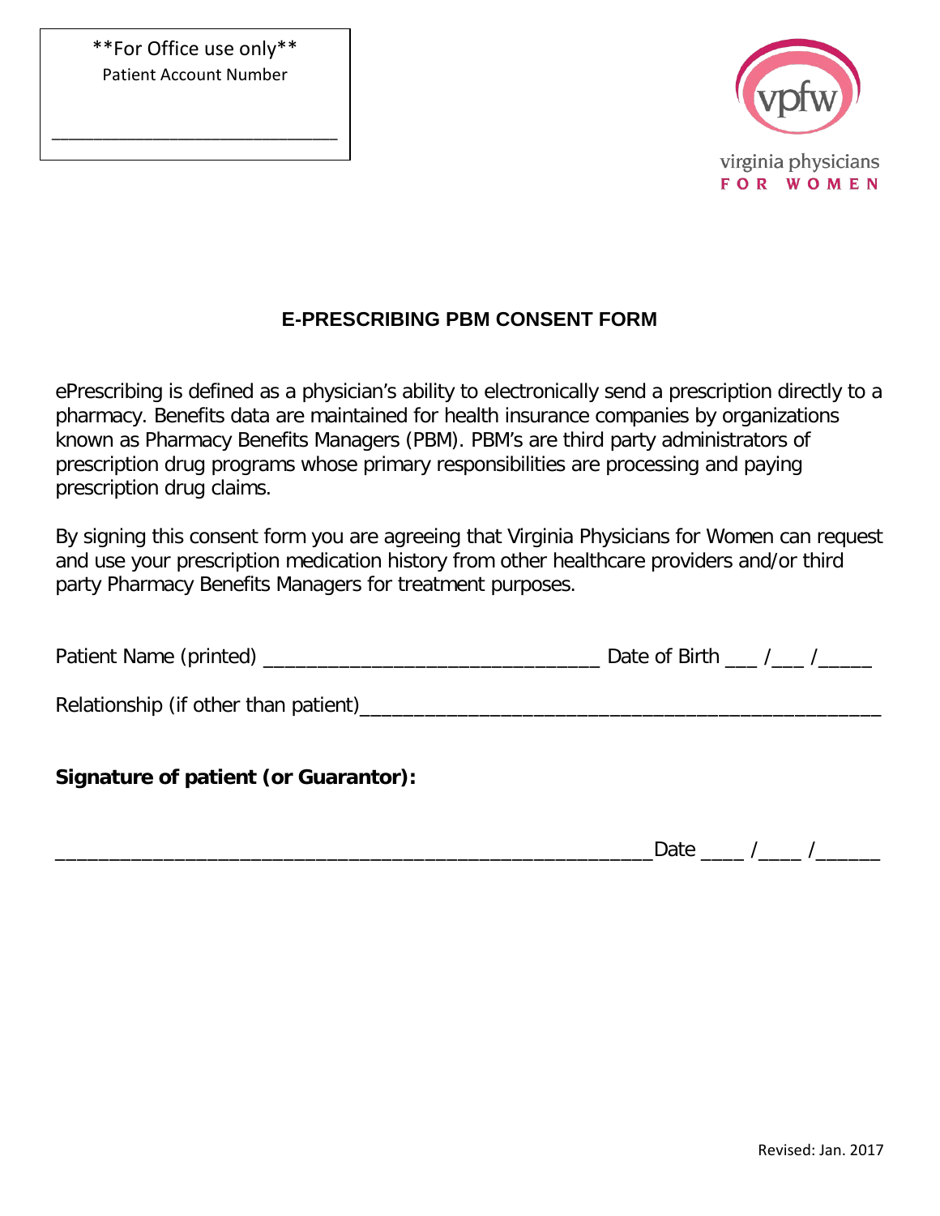**For Office use only**
Patient Account Number

______________________________

virginia physicians FOR WOMEN

## E-PRESCRIBING PBM CONSENT FORM

ePrescribing is defined as a physician's ability to electronically send a prescription directly to a pharmacy. Benefits data are maintained for health insurance companies by organizations known as Pharmacy Benefits Managers (PBM). PBM's are third party administrators of prescription drug programs whose primary responsibilities are processing and paying prescription drug claims.

By signing this consent form you are agreeing that Virginia Physicians for Women can request and use your prescription medication history from other healthcare providers and/or third party Pharmacy Benefits Managers for treatment purposes.

Patient Name (printed) _______________________________ Date of Birth ___ /___ /_____

Relationship (if other than patient)_______________________________________________

**Signature of patient (or Guarantor):**

________________________________________________________Date ____ /____ /______

Revised: Jan. 2017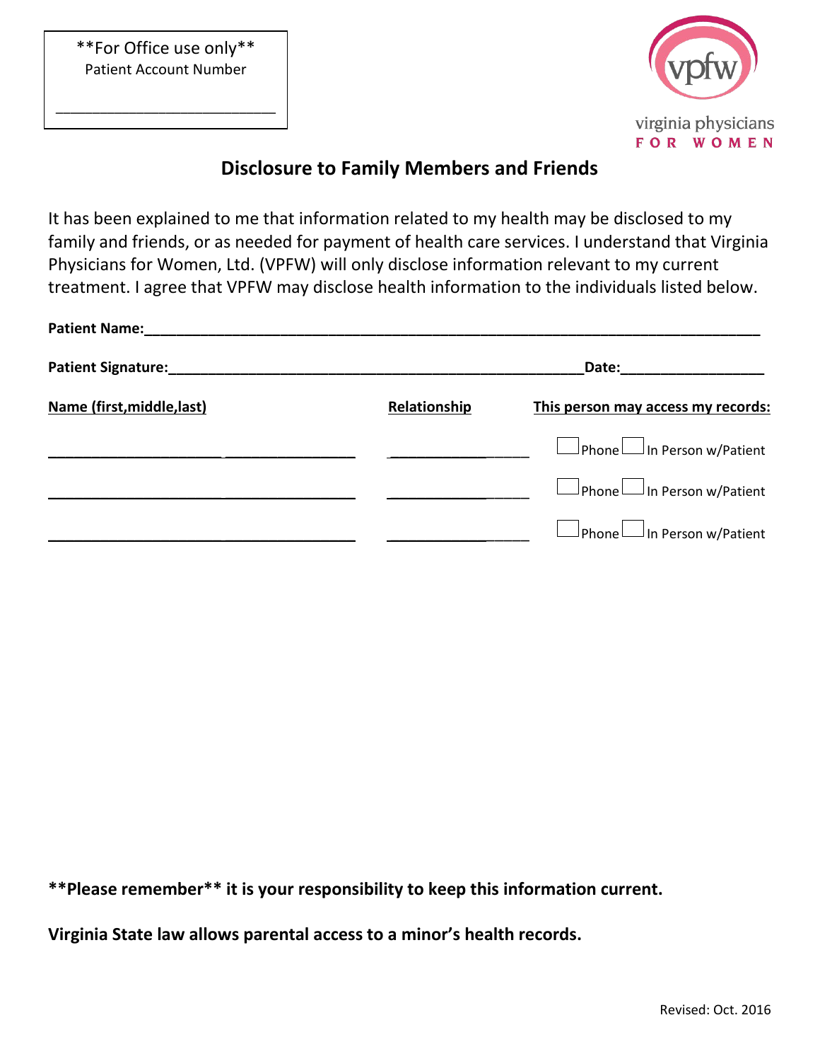**For Office use only**
Patient Account Number

___________________________

virginia physicians FOR WOMEN

# Disclosure to Family Members and Friends

It has been explained to me that information related to my health may be disclosed to my family and friends, or as needed for payment of health care services. I understand that Virginia Physicians for Women, Ltd. (VPFW) will only disclose information relevant to my current treatment. I agree that VPFW may disclose health information to the individuals listed below.

**Patient Name:**_______________________________________________________________

**Patient Signature:**_____________________________________________**Date:**________________

| Name (first,middle,last) | Relationship | This person may access my records: |
|---|---|---|
| ______________________________ | ______________ | ☐ Phone ☐ In Person w/Patient |
| ______________________________ | ______________ | ☐ Phone ☐ In Person w/Patient |
| ______________________________ | ______________ | ☐ Phone ☐ In Person w/Patient |

**\*\*Please remember\*\* it is your responsibility to keep this information current.**

**Virginia State law allows parental access to a minor's health records.**

Revised: Oct. 2016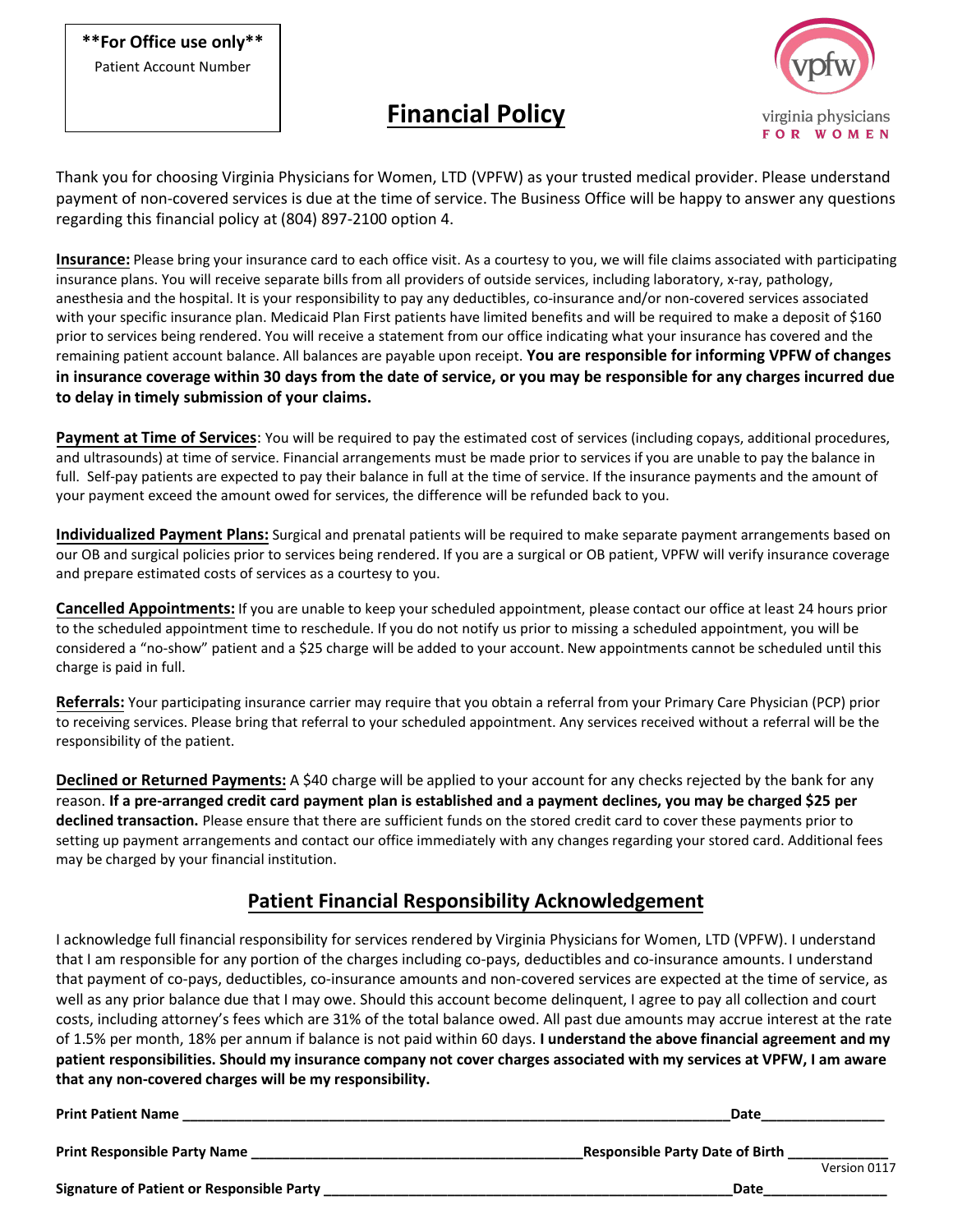**For Office use only**

Patient Account Number

# Financial Policy

virginia physicians FOR WOMEN

Thank you for choosing Virginia Physicians for Women, LTD (VPFW) as your trusted medical provider. Please understand payment of non-covered services is due at the time of service. The Business Office will be happy to answer any questions regarding this financial policy at (804) 897-2100 option 4.

**Insurance:** Please bring your insurance card to each office visit. As a courtesy to you, we will file claims associated with participating insurance plans. You will receive separate bills from all providers of outside services, including laboratory, x-ray, pathology, anesthesia and the hospital. It is your responsibility to pay any deductibles, co-insurance and/or non-covered services associated with your specific insurance plan. Medicaid Plan First patients have limited benefits and will be required to make a deposit of $160 prior to services being rendered. You will receive a statement from our office indicating what your insurance has covered and the remaining patient account balance. All balances are payable upon receipt. **You are responsible for informing VPFW of changes in insurance coverage within 30 days from the date of service, or you may be responsible for any charges incurred due to delay in timely submission of your claims.**

**Payment at Time of Services**: You will be required to pay the estimated cost of services (including copays, additional procedures, and ultrasounds) at time of service. Financial arrangements must be made prior to services if you are unable to pay the balance in full. Self-pay patients are expected to pay their balance in full at the time of service. If the insurance payments and the amount of your payment exceed the amount owed for services, the difference will be refunded back to you.

**Individualized Payment Plans:** Surgical and prenatal patients will be required to make separate payment arrangements based on our OB and surgical policies prior to services being rendered. If you are a surgical or OB patient, VPFW will verify insurance coverage and prepare estimated costs of services as a courtesy to you.

**Cancelled Appointments:** If you are unable to keep your scheduled appointment, please contact our office at least 24 hours prior to the scheduled appointment time to reschedule. If you do not notify us prior to missing a scheduled appointment, you will be considered a "no-show" patient and a $25 charge will be added to your account. New appointments cannot be scheduled until this charge is paid in full.

**Referrals:** Your participating insurance carrier may require that you obtain a referral from your Primary Care Physician (PCP) prior to receiving services. Please bring that referral to your scheduled appointment. Any services received without a referral will be the responsibility of the patient.

**Declined or Returned Payments:** A $40 charge will be applied to your account for any checks rejected by the bank for any reason. **If a pre-arranged credit card payment plan is established and a payment declines, you may be charged $25 per declined transaction.** Please ensure that there are sufficient funds on the stored credit card to cover these payments prior to setting up payment arrangements and contact our office immediately with any changes regarding your stored card. Additional fees may be charged by your financial institution.

## Patient Financial Responsibility Acknowledgement

I acknowledge full financial responsibility for services rendered by Virginia Physicians for Women, LTD (VPFW). I understand that I am responsible for any portion of the charges including co-pays, deductibles and co-insurance amounts. I understand that payment of co-pays, deductibles, co-insurance amounts and non-covered services are expected at the time of service, as well as any prior balance due that I may owe. Should this account become delinquent, I agree to pay all collection and court costs, including attorney's fees which are 31% of the total balance owed. All past due amounts may accrue interest at the rate of 1.5% per month, 18% per annum if balance is not paid within 60 days. **I understand the above financial agreement and my patient responsibilities. Should my insurance company not cover charges associated with my services at VPFW, I am aware that any non-covered charges will be my responsibility.**

**Print Patient Name** ____________________________________________ **Date**_______________

**Print Responsible Party Name** ______________________________ **Responsible Party Date of Birth** _____________

Version 0117

**Signature of Patient or Responsible Party** ____________________________________ **Date**_______________